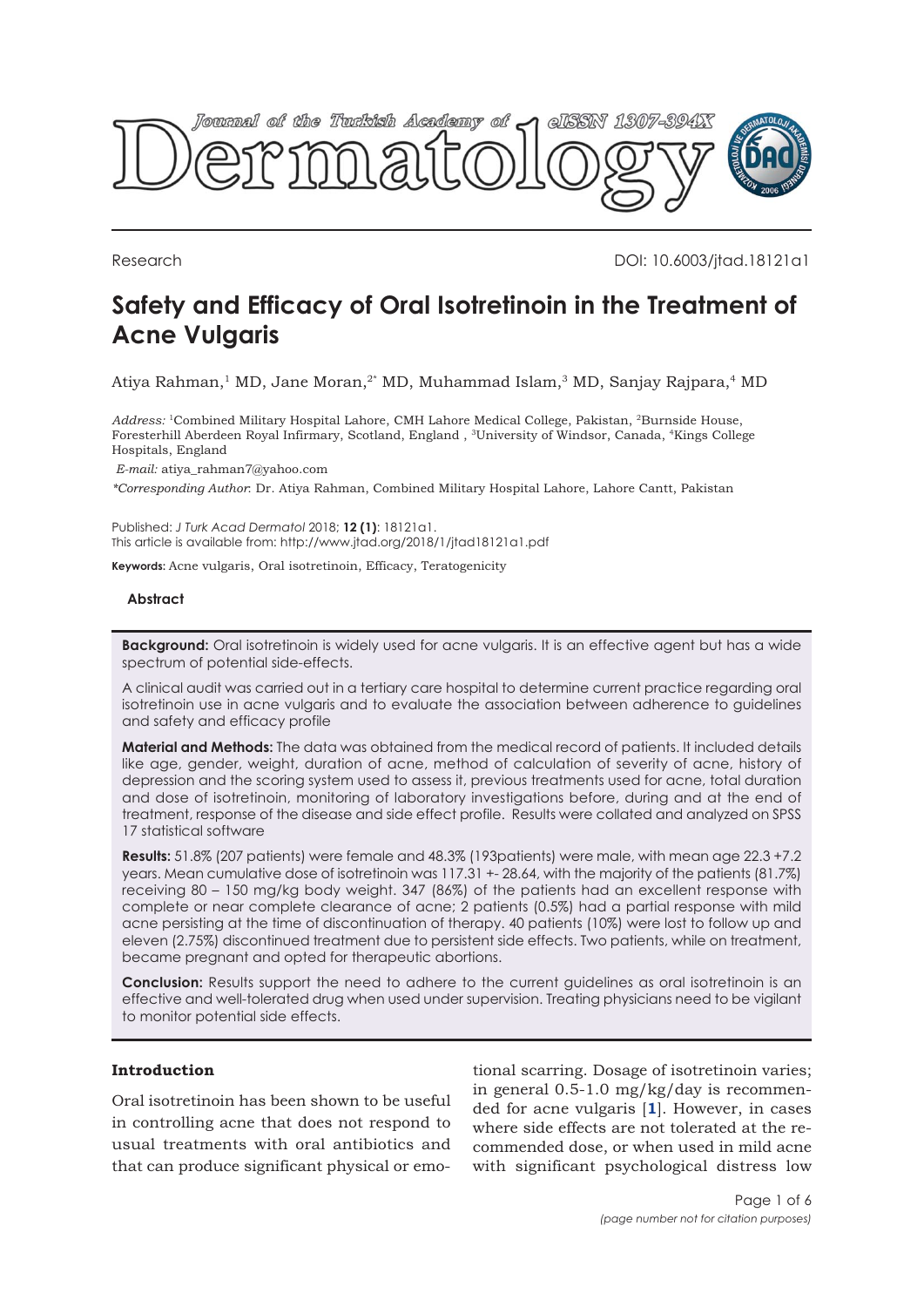Research

DOI: 10.6003/jtad.18121a1

# Safety and Efficacy of Oral Isotretinoin in the Treatment of Acne Vulgaris

Atiya Rahman,[1] MD, Jane Moran,[2*] MD, Muhammad Islam,[3] MD, Sanjay Rajpara,[4] MD

*Address:* [1]Combined Military Hospital Lahore, CMH Lahore Medical College, Pakistan, [2]Burnside House, Foresterhill Aberdeen Royal Infirmary, Scotland, England , [3]University of Windsor, Canada, [4]Kings College Hospitals, England

*E-mail:* atiya_rahman7@yahoo.com

*\*Corresponding Author*: Dr. Atiya Rahman, Combined Military Hospital Lahore, Lahore Cantt, Pakistan

Published: *J Turk Acad Dermatol* 2018; **12 (1)**: 18121a1.
This article is available from: http://www.jtad.org/2018/1/jtad18121a1.pdf

**Keywords:** Acne vulgaris, Oral isotretinoin, Efficacy, Teratogenicity

### Abstract

**Background:** Oral isotretinoin is widely used for acne vulgaris. It is an effective agent but has a wide spectrum of potential side-effects.

A clinical audit was carried out in a tertiary care hospital to determine current practice regarding oral isotretinoin use in acne vulgaris and to evaluate the association between adherence to guidelines and safety and efficacy profile

**Material and Methods:** The data was obtained from the medical record of patients. It included details like age, gender, weight, duration of acne, method of calculation of severity of acne, history of depression and the scoring system used to assess it, previous treatments used for acne, total duration and dose of isotretinoin, monitoring of laboratory investigations before, during and at the end of treatment, response of the disease and side effect profile. Results were collated and analyzed on SPSS 17 statistical software

**Results:** 51.8% (207 patients) were female and 48.3% (193patients) were male, with mean age 22.3 +7.2 years. Mean cumulative dose of isotretinoin was 117.31 +- 28.64, with the majority of the patients (81.7%) receiving 80 – 150 mg/kg body weight. 347 (86%) of the patients had an excellent response with complete or near complete clearance of acne; 2 patients (0.5%) had a partial response with mild acne persisting at the time of discontinuation of therapy. 40 patients (10%) were lost to follow up and eleven (2.75%) discontinued treatment due to persistent side effects. Two patients, while on treatment, became pregnant and opted for therapeutic abortions.

**Conclusion:** Results support the need to adhere to the current guidelines as oral isotretinoin is an effective and well-tolerated drug when used under supervision. Treating physicians need to be vigilant to monitor potential side effects.

## Introduction

Oral isotretinoin has been shown to be useful in controlling acne that does not respond to usual treatments with oral antibiotics and that can produce significant physical or emotional scarring. Dosage of isotretinoin varies; in general 0.5-1.0 mg/kg/day is recommended for acne vulgaris [1]. However, in cases where side effects are not tolerated at the recommended dose, or when used in mild acne with significant psychological distress low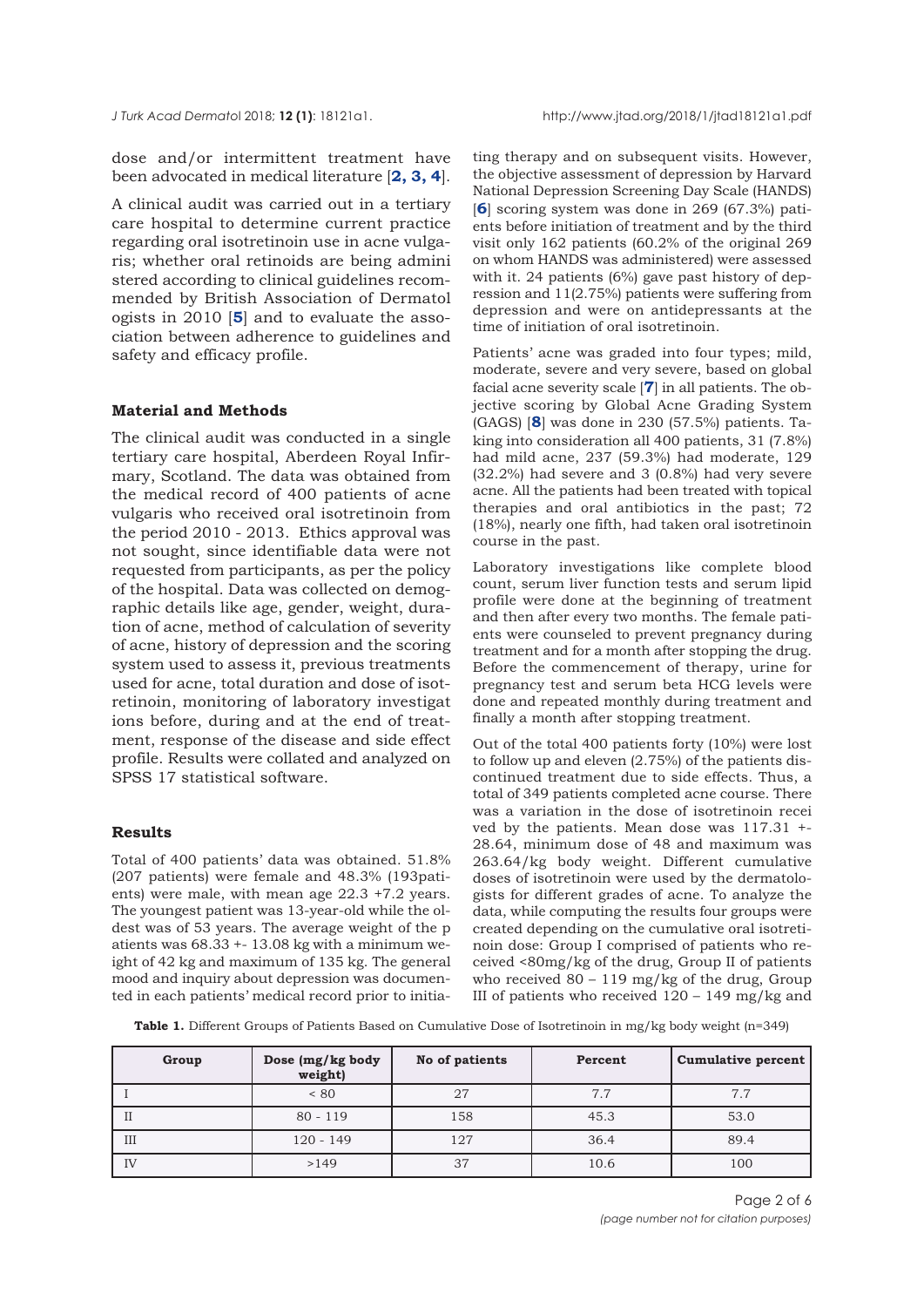dose and/or intermittent treatment have been advocated in medical literature [**2, 3, 4**].

A clinical audit was carried out in a tertiary care hospital to determine current practice regarding oral isotretinoin use in acne vulgaris; whether oral retinoids are being administered according to clinical guidelines recommended by British Association of Dermatologists in 2010 [**5**] and to evaluate the association between adherence to guidelines and safety and efficacy profile.

### Material and Methods

The clinical audit was conducted in a single tertiary care hospital, Aberdeen Royal Infirmary, Scotland. The data was obtained from the medical record of 400 patients of acne vulgaris who received oral isotretinoin from the period 2010 - 2013. Ethics approval was not sought, since identifiable data were not requested from participants, as per the policy of the hospital. Data was collected on demographic details like age, gender, weight, duration of acne, method of calculation of severity of acne, history of depression and the scoring system used to assess it, previous treatments used for acne, total duration and dose of isotretinoin, monitoring of laboratory investigations before, during and at the end of treatment, response of the disease and side effect profile. Results were collated and analyzed on SPSS 17 statistical software.

### Results

Total of 400 patients' data was obtained. 51.8% (207 patients) were female and 48.3% (193patients) were male, with mean age 22.3 +7.2 years. The youngest patient was 13-year-old while the oldest was of 53 years. The average weight of the patients was 68.33 +- 13.08 kg with a minimum weight of 42 kg and maximum of 135 kg. The general mood and inquiry about depression was documented in each patients' medical record prior to initiating therapy and on subsequent visits. However, the objective assessment of depression by Harvard National Depression Screening Day Scale (HANDS) [**6**] scoring system was done in 269 (67.3%) patients before initiation of treatment and by the third visit only 162 patients (60.2% of the original 269 on whom HANDS was administered) were assessed with it. 24 patients (6%) gave past history of depression and 11(2.75%) patients were suffering from depression and were on antidepressants at the time of initiation of oral isotretinoin.

Patients' acne was graded into four types; mild, moderate, severe and very severe, based on global facial acne severity scale [**7**] in all patients. The objective scoring by Global Acne Grading System (GAGS) [**8**] was done in 230 (57.5%) patients. Taking into consideration all 400 patients, 31 (7.8%) had mild acne, 237 (59.3%) had moderate, 129 (32.2%) had severe and 3 (0.8%) had very severe acne. All the patients had been treated with topical therapies and oral antibiotics in the past; 72 (18%), nearly one fifth, had taken oral isotretinoin course in the past.

Laboratory investigations like complete blood count, serum liver function tests and serum lipid profile were done at the beginning of treatment and then after every two months. The female patients were counseled to prevent pregnancy during treatment and for a month after stopping the drug. Before the commencement of therapy, urine for pregnancy test and serum beta HCG levels were done and repeated monthly during treatment and finally a month after stopping treatment.

Out of the total 400 patients forty (10%) were lost to follow up and eleven (2.75%) of the patients discontinued treatment due to side effects. Thus, a total of 349 patients completed acne course. There was a variation in the dose of isotretinoin received by the patients. Mean dose was 117.31 +- 28.64, minimum dose of 48 and maximum was 263.64/kg body weight. Different cumulative doses of isotretinoin were used by the dermatologists for different grades of acne. To analyze the data, while computing the results four groups were created depending on the cumulative oral isotretinoin dose: Group I comprised of patients who received <80mg/kg of the drug, Group II of patients who received 80 – 119 mg/kg of the drug, Group III of patients who received 120 – 149 mg/kg and

**Table 1.** Different Groups of Patients Based on Cumulative Dose of Isotretinoin in mg/kg body weight (n=349)

| Group | Dose (mg/kg body weight) | No of patients | Percent | Cumulative percent |
|---|---|---|---|---|
| I | < 80 | 27 | 7.7 | 7.7 |
| II | 80 - 119 | 158 | 45.3 | 53.0 |
| III | 120 - 149 | 127 | 36.4 | 89.4 |
| IV | >149 | 37 | 10.6 | 100 |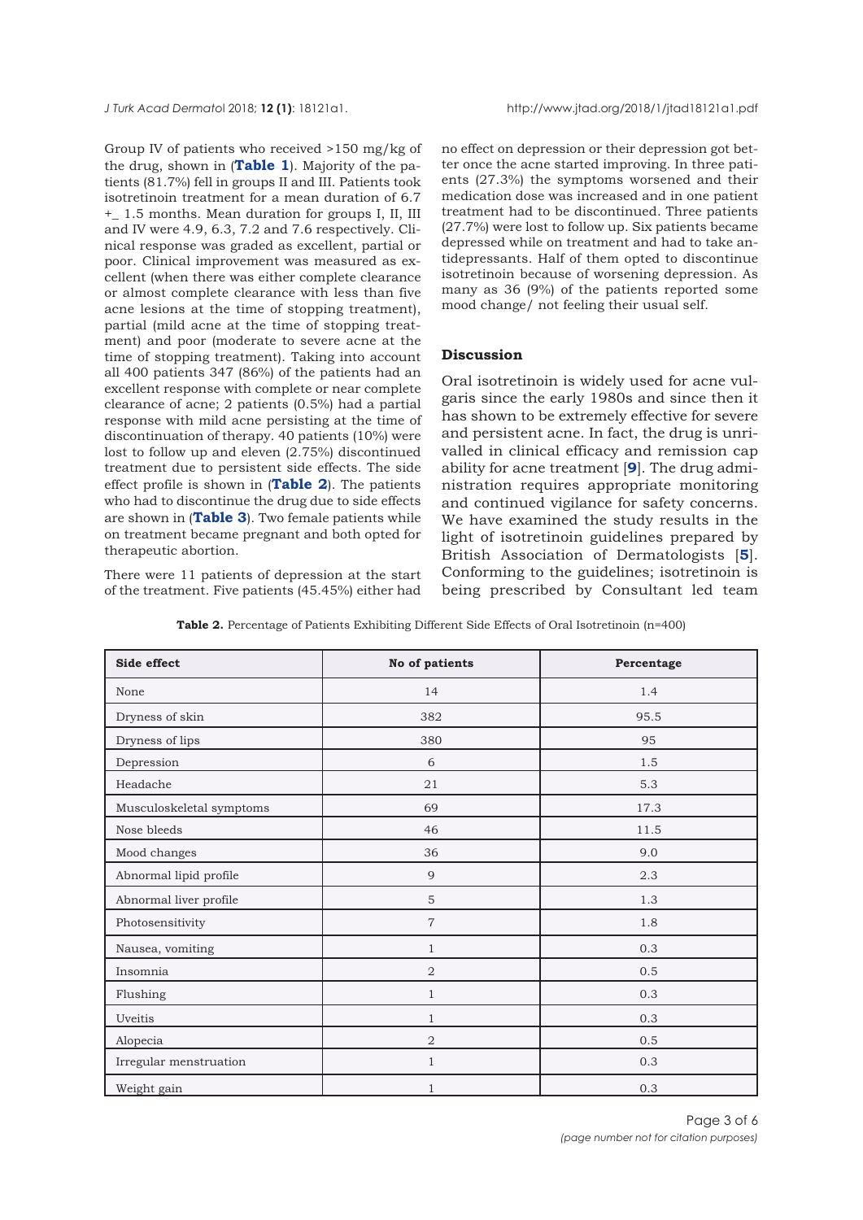Group IV of patients who received >150 mg/kg of the drug, shown in (**Table 1**). Majority of the patients (81.7%) fell in groups II and III. Patients took isotretinoin treatment for a mean duration of 6.7 +_ 1.5 months. Mean duration for groups I, II, III and IV were 4.9, 6.3, 7.2 and 7.6 respectively. Clinical response was graded as excellent, partial or poor. Clinical improvement was measured as excellent (when there was either complete clearance or almost complete clearance with less than five acne lesions at the time of stopping treatment), partial (mild acne at the time of stopping treatment) and poor (moderate to severe acne at the time of stopping treatment). Taking into account all 400 patients 347 (86%) of the patients had an excellent response with complete or near complete clearance of acne; 2 patients (0.5%) had a partial response with mild acne persisting at the time of discontinuation of therapy. 40 patients (10%) were lost to follow up and eleven (2.75%) discontinued treatment due to persistent side effects. The side effect profile is shown in (**Table 2**). The patients who had to discontinue the drug due to side effects are shown in (**Table 3**). Two female patients while on treatment became pregnant and both opted for therapeutic abortion.

There were 11 patients of depression at the start of the treatment. Five patients (45.45%) either had no effect on depression or their depression got better once the acne started improving. In three patients (27.3%) the symptoms worsened and their medication dose was increased and in one patient treatment had to be discontinued. Three patients (27.7%) were lost to follow up. Six patients became depressed while on treatment and had to take antidepressants. Half of them opted to discontinue isotretinoin because of worsening depression. As many as 36 (9%) of the patients reported some mood change/ not feeling their usual self.

## Discussion

Oral isotretinoin is widely used for acne vulgaris since the early 1980s and since then it has shown to be extremely effective for severe and persistent acne. In fact, the drug is unrivalled in clinical efficacy and remission cap ability for acne treatment [**9**]. The drug administration requires appropriate monitoring and continued vigilance for safety concerns. We have examined the study results in the light of isotretinoin guidelines prepared by British Association of Dermatologists [**5**]. Conforming to the guidelines; isotretinoin is being prescribed by Consultant led team

**Table 2.** Percentage of Patients Exhibiting Different Side Effects of Oral Isotretinoin (n=400)

| Side effect | No of patients | Percentage |
|---|---|---|
| None | 14 | 1.4 |
| Dryness of skin | 382 | 95.5 |
| Dryness of lips | 380 | 95 |
| Depression | 6 | 1.5 |
| Headache | 21 | 5.3 |
| Musculoskeletal symptoms | 69 | 17.3 |
| Nose bleeds | 46 | 11.5 |
| Mood changes | 36 | 9.0 |
| Abnormal lipid profile | 9 | 2.3 |
| Abnormal liver profile | 5 | 1.3 |
| Photosensitivity | 7 | 1.8 |
| Nausea, vomiting | 1 | 0.3 |
| Insomnia | 2 | 0.5 |
| Flushing | 1 | 0.3 |
| Uveitis | 1 | 0.3 |
| Alopecia | 2 | 0.5 |
| Irregular menstruation | 1 | 0.3 |
| Weight gain | 1 | 0.3 |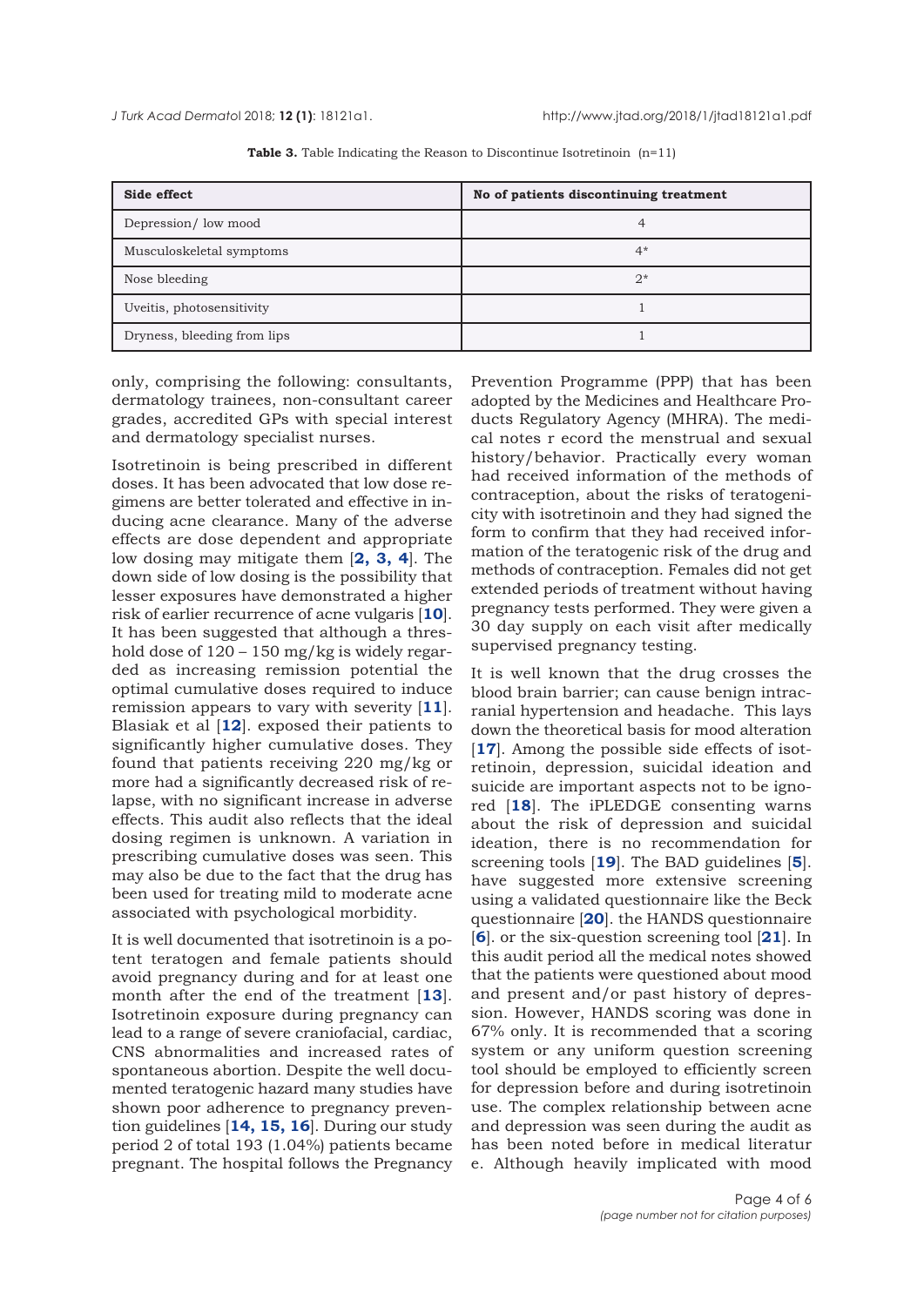**Table 3.** Table Indicating the Reason to Discontinue Isotretinoin (n=11)

| Side effect | No of patients discontinuing treatment |
|---|---|
| Depression/ low mood | 4 |
| Musculoskeletal symptoms | 4* |
| Nose bleeding | 2* |
| Uveitis, photosensitivity | 1 |
| Dryness, bleeding from lips | 1 |

only, comprising the following: consultants, dermatology trainees, non-consultant career grades, accredited GPs with special interest and dermatology specialist nurses.

Isotretinoin is being prescribed in different doses. It has been advocated that low dose regimens are better tolerated and effective in inducing acne clearance. Many of the adverse effects are dose dependent and appropriate low dosing may mitigate them [**2, 3, 4**]. The down side of low dosing is the possibility that lesser exposures have demonstrated a higher risk of earlier recurrence of acne vulgaris [**10**]. It has been suggested that although a threshold dose of 120 – 150 mg/kg is widely regarded as increasing remission potential the optimal cumulative doses required to induce remission appears to vary with severity [**11**]. Blasiak et al [**12**]. exposed their patients to significantly higher cumulative doses. They found that patients receiving 220 mg/kg or more had a significantly decreased risk of relapse, with no significant increase in adverse effects. This audit also reflects that the ideal dosing regimen is unknown. A variation in prescribing cumulative doses was seen. This may also be due to the fact that the drug has been used for treating mild to moderate acne associated with psychological morbidity.

It is well documented that isotretinoin is a potent teratogen and female patients should avoid pregnancy during and for at least one month after the end of the treatment [**13**]. Isotretinoin exposure during pregnancy can lead to a range of severe craniofacial, cardiac, CNS abnormalities and increased rates of spontaneous abortion. Despite the well documented teratogenic hazard many studies have shown poor adherence to pregnancy prevention guidelines [**14, 15, 16**]. During our study period 2 of total 193 (1.04%) patients became pregnant. The hospital follows the Pregnancy Prevention Programme (PPP) that has been adopted by the Medicines and Healthcare Products Regulatory Agency (MHRA). The medical notes r ecord the menstrual and sexual history/behavior. Practically every woman had received information of the methods of contraception, about the risks of teratogenicity with isotretinoin and they had signed the form to confirm that they had received information of the teratogenic risk of the drug and methods of contraception. Females did not get extended periods of treatment without having pregnancy tests performed. They were given a 30 day supply on each visit after medically supervised pregnancy testing.

It is well known that the drug crosses the blood brain barrier; can cause benign intracranial hypertension and headache. This lays down the theoretical basis for mood alteration [**17**]. Among the possible side effects of isotretinoin, depression, suicidal ideation and suicide are important aspects not to be ignored [**18**]. The iPLEDGE consenting warns about the risk of depression and suicidal ideation, there is no recommendation for screening tools [**19**]. The BAD guidelines [**5**]. have suggested more extensive screening using a validated questionnaire like the Beck questionnaire [**20**]. the HANDS questionnaire [**6**]. or the six-question screening tool [**21**]. In this audit all the medical notes showed that the patients were questioned about mood and present and/or past history of depression. However, HANDS scoring was done in 67% only. It is recommended that a scoring system or any uniform question screening tool should be employed to efficiently screen for depression before and during isotretinoin use. The complex relationship between acne and depression was seen during the audit as has been noted before in medical literatur e. Although heavily implicated with mood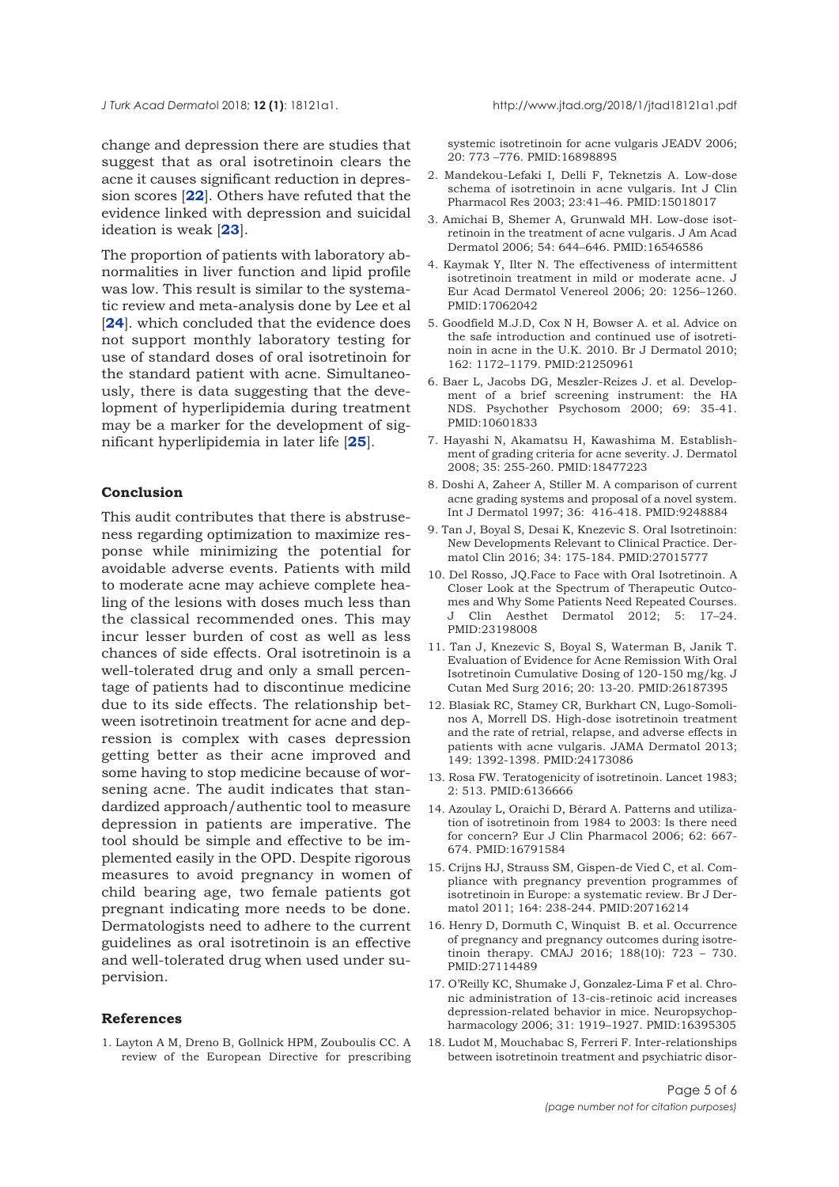change and depression there are studies that suggest that as oral isotretinoin clears the acne it causes significant reduction in depression scores [**22**]. Others have refuted that the evidence linked with depression and suicidal ideation is weak [**23**].

The proportion of patients with laboratory abnormalities in liver function and lipid profile was low. This result is similar to the systematic review and meta-analysis done by Lee et al [**24**]. which concluded that the evidence does not support monthly laboratory testing for use of standard doses of oral isotretinoin for the standard patient with acne. Simultaneously, there is data suggesting that the development of hyperlipidemia during treatment may be a marker for the development of significant hyperlipidemia in later life [**25**].

## Conclusion

This audit contributes that there is abstruseness regarding optimization to maximize response while minimizing the potential for avoidable adverse events. Patients with mild to moderate acne may achieve complete healing of the lesions with doses much less than the classical recommended ones. This may incur lesser burden of cost as well as less chances of side effects. Oral isotretinoin is a well-tolerated drug and only a small percentage of patients had to discontinue medicine due to its side effects. The relationship between isotretinoin treatment for acne and depression is complex with cases depression getting better as their acne improved and some having to stop medicine because of worsening acne. The audit indicates that standardized approach/authentic tool to measure depression in patients are imperative. The tool should be simple and effective to be implemented easily in the OPD. Despite rigorous measures to avoid pregnancy in women of child bearing age, two female patients got pregnant indicating more needs to be done. Dermatologists need to adhere to the current guidelines as oral isotretinoin is an effective and well-tolerated drug when used under supervision.

## References

1. Layton A M, Dreno B, Gollnick HPM, Zouboulis CC. A review of the European Directive for prescribing systemic isotretinoin for acne vulgaris JEADV 2006; 20: 773 –776. PMID:16898895
2. Mandekou-Lefaki I, Delli F, Teknetzis A. Low-dose schema of isotretinoin in acne vulgaris. Int J Clin Pharmacol Res 2003; 23:41–46. PMID:15018017
3. Amichai B, Shemer A, Grunwald MH. Low-dose isotretinoin in the treatment of acne vulgaris. J Am Acad Dermatol 2006; 54: 644–646. PMID:16546586
4. Kaymak Y, Ilter N. The effectiveness of intermittent isotretinoin treatment in mild or moderate acne. J Eur Acad Dermatol Venereol 2006; 20: 1256–1260. PMID:17062042
5. Goodfield M.J.D, Cox N H, Bowser A. et al. Advice on the safe introduction and continued use of isotretinoin in acne in the U.K. 2010. Br J Dermatol 2010; 162: 1172–1179. PMID:21250961
6. Baer L, Jacobs DG, Meszler-Reizes J. et al. Development of a brief screening instrument: the HA NDS. Psychother Psychosom 2000; 69: 35-41. PMID:10601833
7. Hayashi N, Akamatsu H, Kawashima M. Establishment of grading criteria for acne severity. J. Dermatol 2008; 35: 255-260. PMID:18477223
8. Doshi A, Zaheer A, Stiller M. A comparison of current acne grading systems and proposal of a novel system. Int J Dermatol 1997; 36: 416-418. PMID:9248884
9. Tan J, Boyal S, Desai K, Knezevic S. Oral Isotretinoin: New Developments Relevant to Clinical Practice. Dermatol Clin 2016; 34: 175-184. PMID:27015777
10. Del Rosso, JQ.Face to Face with Oral Isotretinoin. A Closer Look at the Spectrum of Therapeutic Outcomes and Why Some Patients Need Repeated Courses. J Clin Aesthet Dermatol 2012; 5: 17–24. PMID:23198008
11. Tan J, Knezevic S, Boyal S, Waterman B, Janik T. Evaluation of Evidence for Acne Remission With Oral Isotretinoin Cumulative Dosing of 120-150 mg/kg. J Cutan Med Surg 2016; 20: 13-20. PMID:26187395
12. Blasiak RC, Stamey CR, Burkhart CN, Lugo-Somolinos A, Morrell DS. High-dose isotretinoin treatment and the rate of retrial, relapse, and adverse effects in patients with acne vulgaris. JAMA Dermatol 2013; 149: 1392-1398. PMID:24173086
13. Rosa FW. Teratogenicity of isotretinoin. Lancet 1983; 2: 513. PMID:6136666
14. Azoulay L, Oraichi D, Bérard A. Patterns and utilization of isotretinoin from 1984 to 2003: Is there need for concern? Eur J Clin Pharmacol 2006; 62: 667-674. PMID:16791584
15. Crijns HJ, Strauss SM, Gispen-de Vied C, et al. Compliance with pregnancy prevention programmes of isotretinoin in Europe: a systematic review. Br J Dermatol 2011; 164: 238-244. PMID:20716214
16. Henry D, Dormuth C, Winquist B. et al. Occurrence of pregnancy and pregnancy outcomes during isotretinoin therapy. CMAJ 2016; 188(10): 723 – 730. PMID:27114489
17. O'Reilly KC, Shumake J, Gonzalez-Lima F et al. Chronic administration of 13-cis-retinoic acid increases depression-related behavior in mice. Neuropsychopharmacology 2006; 31: 1919–1927. PMID:16395305
18. Ludot M, Mouchabac S, Ferreri F. Inter-relationships between isotretinoin treatment and psychiatric disor-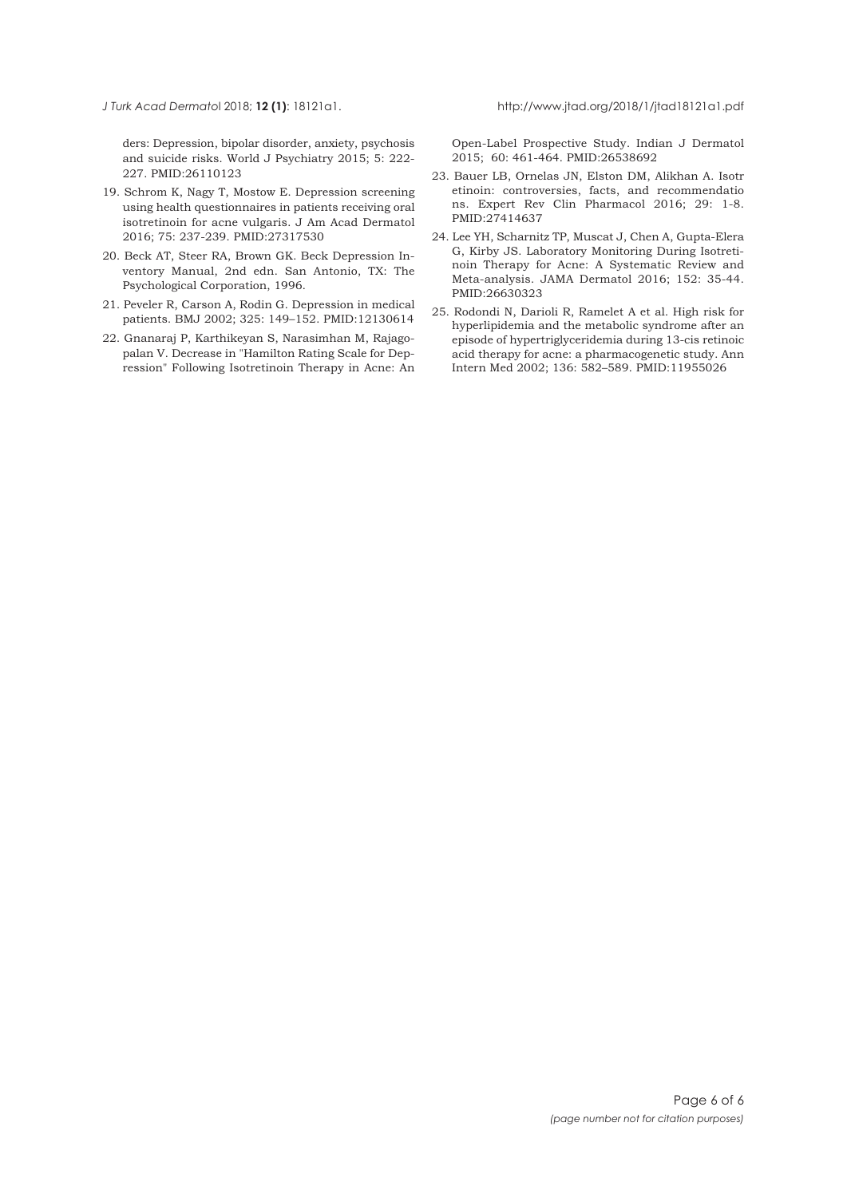ders: Depression, bipolar disorder, anxiety, psychosis and suicide risks. World J Psychiatry 2015; 5: 222-227. PMID:26110123

19. Schrom K, Nagy T, Mostow E. Depression screening using health questionnaires in patients receiving oral isotretinoin for acne vulgaris. J Am Acad Dermatol 2016; 75: 237-239. PMID:27317530

20. Beck AT, Steer RA, Brown GK. Beck Depression Inventory Manual, 2nd edn. San Antonio, TX: The Psychological Corporation, 1996.

21. Peveler R, Carson A, Rodin G. Depression in medical patients. BMJ 2002; 325: 149–152. PMID:12130614

22. Gnanaraj P, Karthikeyan S, Narasimhan M, Rajagopalan V. Decrease in "Hamilton Rating Scale for Depression" Following Isotretinoin Therapy in Acne: An Open-Label Prospective Study. Indian J Dermatol 2015; 60: 461-464. PMID:26538692

23. Bauer LB, Ornelas JN, Elston DM, Alikhan A. Isotr etinoin: controversies, facts, and recommendatio ns. Expert Rev Clin Pharmacol 2016; 29: 1-8. PMID:27414637

24. Lee YH, Scharnitz TP, Muscat J, Chen A, Gupta-Elera G, Kirby JS. Laboratory Monitoring During Isotretinoin Therapy for Acne: A Systematic Review and Meta-analysis. JAMA Dermatol 2016; 152: 35-44. PMID:26630323

25. Rodondi N, Darioli R, Ramelet A et al. High risk for hyperlipidemia and the metabolic syndrome after an episode of hypertriglyceridemia during 13-cis retinoic acid therapy for acne: a pharmacogenetic study. Ann Intern Med 2002; 136: 582–589. PMID:11955026